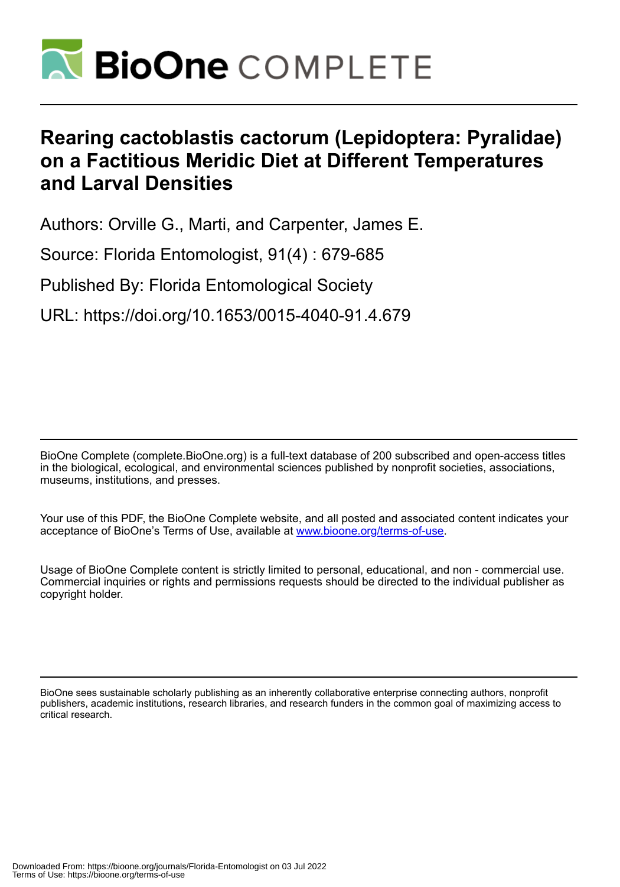# Rearing cactoblastis cactorum (Lepidoptera: Pyralidae) on a Factitious Meridic Diet at Different Temperatures and Larval Densities

Authors: Orville G., Marti, and Carpenter, James E.

Source: Florida Entomologist, 91(4) : 679-685

Published By: Florida Entomological Society

URL: https://doi.org/10.1653/0015-4040-91.4.679

BioOne Complete (complete.BioOne.org) is a full-text database of 200 subscribed and open-access titles in the biological, ecological, and environmental sciences published by nonprofit societies, associations, museums, institutions, and presses.

Your use of this PDF, the BioOne Complete website, and all posted and associated content indicates your acceptance of BioOne's Terms of Use, available at www.bioone.org/terms-of-use.

Usage of BioOne Complete content is strictly limited to personal, educational, and non - commercial use. Commercial inquiries or rights and permissions requests should be directed to the individual publisher as copyright holder.

BioOne sees sustainable scholarly publishing as an inherently collaborative enterprise connecting authors, nonprofit publishers, academic institutions, research libraries, and research funders in the common goal of maximizing access to critical research.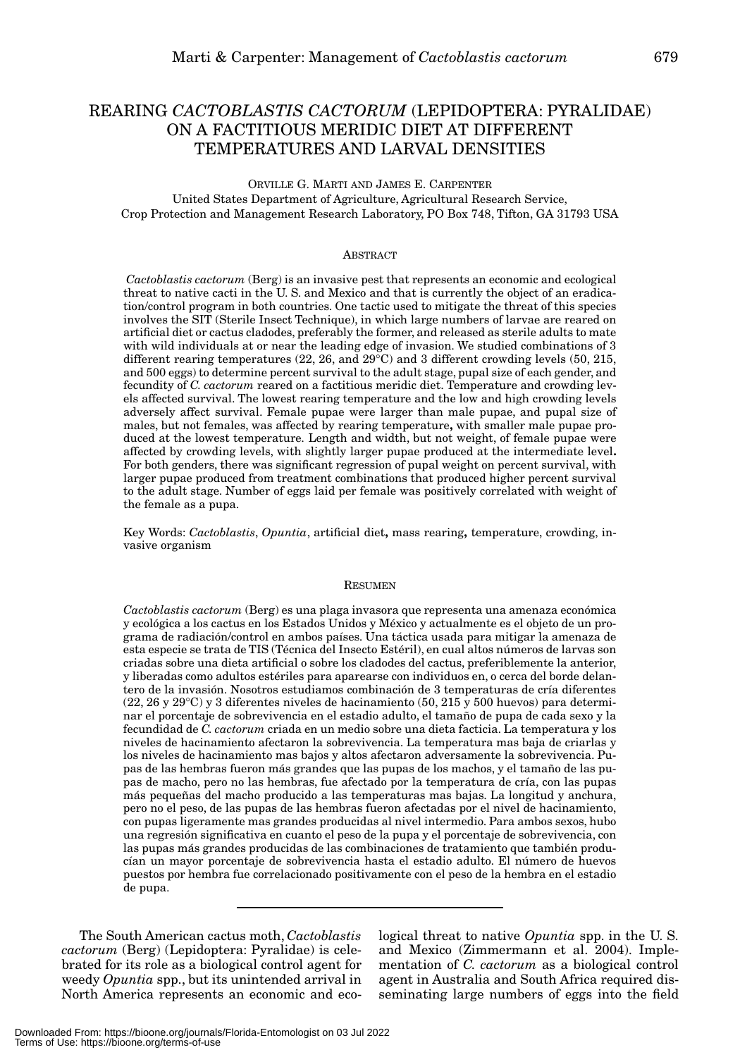# REARING *CACTOBLASTIS CACTORUM* (LEPIDOPTERA: PYRALIDAE) ON A FACTITIOUS MERIDIC DIET AT DIFFERENT TEMPERATURES AND LARVAL DENSITIES

ORVILLE G. MARTI AND JAMES E. CARPENTER

United States Department of Agriculture, Agricultural Research Service, Crop Protection and Management Research Laboratory, PO Box 748, Tifton, GA 31793 USA

## ABSTRACT

*Cactoblastis cactorum* (Berg) is an invasive pest that represents an economic and ecological threat to native cacti in the U. S. and Mexico and that is currently the object of an eradication/control program in both countries. One tactic used to mitigate the threat of this species involves the SIT (Sterile Insect Technique), in which large numbers of larvae are reared on artificial diet or cactus cladodes, preferably the former, and released as sterile adults to mate with wild individuals at or near the leading edge of invasion. We studied combinations of 3 different rearing temperatures (22, 26, and 29°C) and 3 different crowding levels (50, 215, and 500 eggs) to determine percent survival to the adult stage, pupal size of each gender, and fecundity of *C. cactorum* reared on a factitious meridic diet. Temperature and crowding levels affected survival. The lowest rearing temperature and the low and high crowding levels adversely affect survival. Female pupae were larger than male pupae, and pupal size of males, but not females, was affected by rearing temperature**,** with smaller male pupae produced at the lowest temperature. Length and width, but not weight, of female pupae were affected by crowding levels, with slightly larger pupae produced at the intermediate level**.** For both genders, there was significant regression of pupal weight on percent survival, with larger pupae produced from treatment combinations that produced higher percent survival to the adult stage. Number of eggs laid per female was positively correlated with weight of the female as a pupa.

Key Words: *Cactoblastis*, *Opuntia*, artificial diet**,** mass rearing**,** temperature, crowding, invasive organism

## RESUMEN

*Cactoblastis cactorum* (Berg) es una plaga invasora que representa una amenaza económica y ecológica a los cactus en los Estados Unidos y México y actualmente es el objeto de un programa de radiación/control en ambos países. Una táctica usada para mitigar la amenaza de esta especie se trata de TIS (Técnica del Insecto Estéril), en cual altos números de larvas son criadas sobre una dieta artificial o sobre los cladodes del cactus, preferiblemente la anterior, y liberadas como adultos estériles para aparearse con individuos en, o cerca del borde delantero de la invasión. Nosotros estudiamos combinación de 3 temperaturas de cría diferentes (22, 26 y 29°C) y 3 diferentes niveles de hacinamiento (50, 215 y 500 huevos) para determinar el porcentaje de sobrevivencia en el estadio adulto, el tamaño de pupa de cada sexo y la fecundidad de *C. cactorum* criada en un medio sobre una dieta facticia. La temperatura y los niveles de hacinamiento afectaron la sobrevivencia. La temperatura mas baja de criarlas y los niveles de hacinamiento mas bajos y altos afectaron adversamente la sobrevivencia. Pupas de las hembras fueron más grandes que las pupas de los machos, y el tamaño de las pupas de macho, pero no las hembras, fue afectado por la temperatura de cría, con las pupas más pequeñas del macho producido a las temperaturas mas bajas. La longitud y anchura, pero no el peso, de las pupas de las hembras fueron afectadas por el nivel de hacinamiento, con pupas ligeramente mas grandes producidas al nivel intermedio. Para ambos sexos, hubo una regresión significativa en cuanto el peso de la pupa y el porcentaje de sobrevivencia, con las pupas más grandes producidas de las combinaciones de tratamiento que también producían un mayor porcentaje de sobrevivencia hasta el estadio adulto. El número de huevos puestos por hembra fue correlacionado positivamente con el peso de la hembra en el estadio de pupa.

---

The South American cactus moth, *Cactoblastis cactorum* (Berg) (Lepidoptera: Pyralidae) is celebrated for its role as a biological control agent for weedy *Opuntia* spp., but its unintended arrival in North America represents an economic and ecological threat to native *Opuntia* spp. in the U. S. and Mexico (Zimmermann et al. 2004). Implementation of *C. cactorum* as a biological control agent in Australia and South Africa required disseminating large numbers of eggs into the field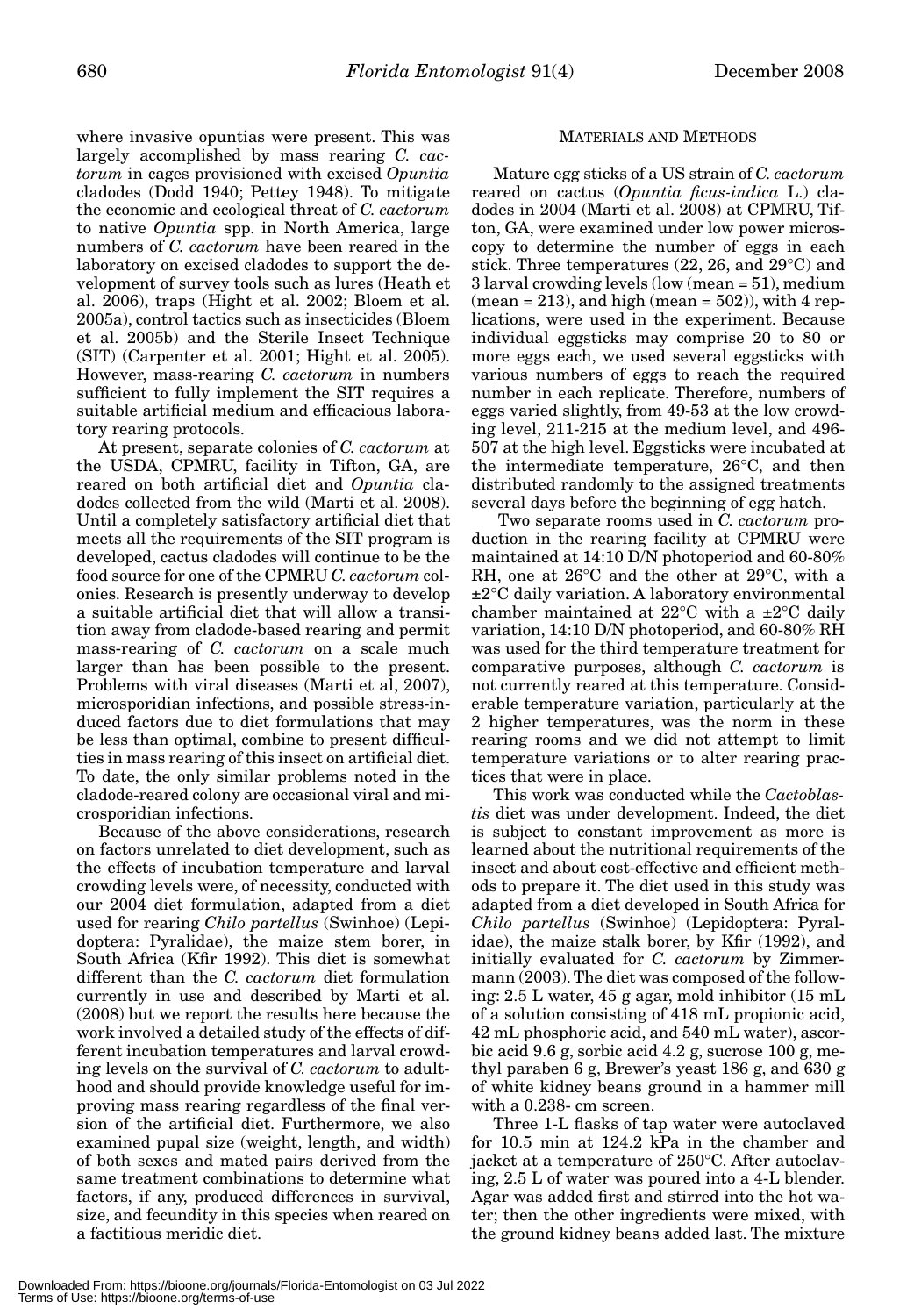where invasive opuntias were present. This was largely accomplished by mass rearing *C. cactorum* in cages provisioned with excised *Opuntia* cladodes (Dodd 1940; Pettey 1948). To mitigate the economic and ecological threat of *C. cactorum* to native *Opuntia* spp. in North America, large numbers of *C. cactorum* have been reared in the laboratory on excised cladodes to support the development of survey tools such as lures (Heath et al. 2006), traps (Hight et al. 2002; Bloem et al. 2005a), control tactics such as insecticides (Bloem et al. 2005b) and the Sterile Insect Technique (SIT) (Carpenter et al. 2001; Hight et al. 2005). However, mass-rearing *C. cactorum* in numbers sufficient to fully implement the SIT requires a suitable artificial medium and efficacious laboratory rearing protocols.

At present, separate colonies of *C. cactorum* at the USDA, CPMRU, facility in Tifton, GA, are reared on both artificial diet and *Opuntia* cladodes collected from the wild (Marti et al. 2008). Until a completely satisfactory artificial diet that meets all the requirements of the SIT program is developed, cactus cladodes will continue to be the food source for one of the CPMRU *C. cactorum* colonies. Research is presently underway to develop a suitable artificial diet that will allow a transition away from cladode-based rearing and permit mass-rearing of *C. cactorum* on a scale much larger than has been possible to the present. Problems with viral diseases (Marti et al, 2007), microsporidian infections, and possible stress-induced factors due to diet formulations that may be less than optimal, combine to present difficulties in mass rearing of this insect on artificial diet. To date, the only similar problems noted in the cladode-reared colony are occasional viral and microsporidian infections.

Because of the above considerations, research on factors unrelated to diet development, such as the effects of incubation temperature and larval crowding levels were, of necessity, conducted with our 2004 diet formulation, adapted from a diet used for rearing *Chilo partellus* (Swinhoe) (Lepidoptera: Pyralidae), the maize stem borer, in South Africa (Kfir 1992). This diet is somewhat different than the *C. cactorum* diet formulation currently in use and described by Marti et al. (2008) but we report the results here because the work involved a detailed study of the effects of different incubation temperatures and larval crowding levels on the survival of *C. cactorum* to adulthood and should provide knowledge useful for improving mass rearing regardless of the final version of the artificial diet. Furthermore, we also examined pupal size (weight, length, and width) of both sexes and mated pairs derived from the same treatment combinations to determine what factors, if any, produced differences in survival, size, and fecundity in this species when reared on a factitious meridic diet.

## MATERIALS AND METHODS

Mature egg sticks of a US strain of *C. cactorum* reared on cactus (*Opuntia ficus-indica* L.) cladodes in 2004 (Marti et al. 2008) at CPMRU, Tifton, GA, were examined under low power microscopy to determine the number of eggs in each stick. Three temperatures (22, 26, and 29°C) and 3 larval crowding levels (low (mean = 51), medium (mean = 213), and high (mean = 502)), with 4 replications, were used in the experiment. Because individual eggsticks may comprise 20 to 80 or more eggs each, we used several eggsticks with various numbers of eggs to reach the required number in each replicate. Therefore, numbers of eggs varied slightly, from 49-53 at the low crowding level, 211-215 at the medium level, and 496-507 at the high level. Eggsticks were incubated at the intermediate temperature, 26°C, and then distributed randomly to the assigned treatments several days before the beginning of egg hatch.

Two separate rooms used in *C. cactorum* production in the rearing facility at CPMRU were maintained at 14:10 D/N photoperiod and 60-80% RH, one at 26°C and the other at 29°C, with a ±2°C daily variation. A laboratory environmental chamber maintained at 22°C with a ±2°C daily variation, 14:10 D/N photoperiod, and 60-80% RH was used for the third temperature treatment for comparative purposes, although *C. cactorum* is not currently reared at this temperature. Considerable temperature variation, particularly at the 2 higher temperatures, was the norm in these rearing rooms and we did not attempt to limit temperature variations or to alter rearing practices that were in place.

This work was conducted while the *Cactoblastis* diet was under development. Indeed, the diet is subject to constant improvement as more is learned about the nutritional requirements of the insect and about cost-effective and efficient methods to prepare it. The diet used in this study was adapted from a diet developed in South Africa for *Chilo partellus* (Swinhoe) (Lepidoptera: Pyralidae), the maize stalk borer, by Kfir (1992), and initially evaluated for *C. cactorum* by Zimmermann (2003). The diet was composed of the following: 2.5 L water, 45 g agar, mold inhibitor (15 mL of a solution consisting of 418 mL propionic acid, 42 mL phosphoric acid, and 540 mL water), ascorbic acid 9.6 g, sorbic acid 4.2 g, sucrose 100 g, methyl paraben 6 g, Brewer's yeast 186 g, and 630 g of white kidney beans ground in a hammer mill with a 0.238- cm screen.

Three 1-L flasks of tap water were autoclaved for 10.5 min at 124.2 kPa in the chamber and jacket at a temperature of 250°C. After autoclaving, 2.5 L of water was poured into a 4-L blender. Agar was added first and stirred into the hot water; then the other ingredients were mixed, with the ground kidney beans added last. The mixture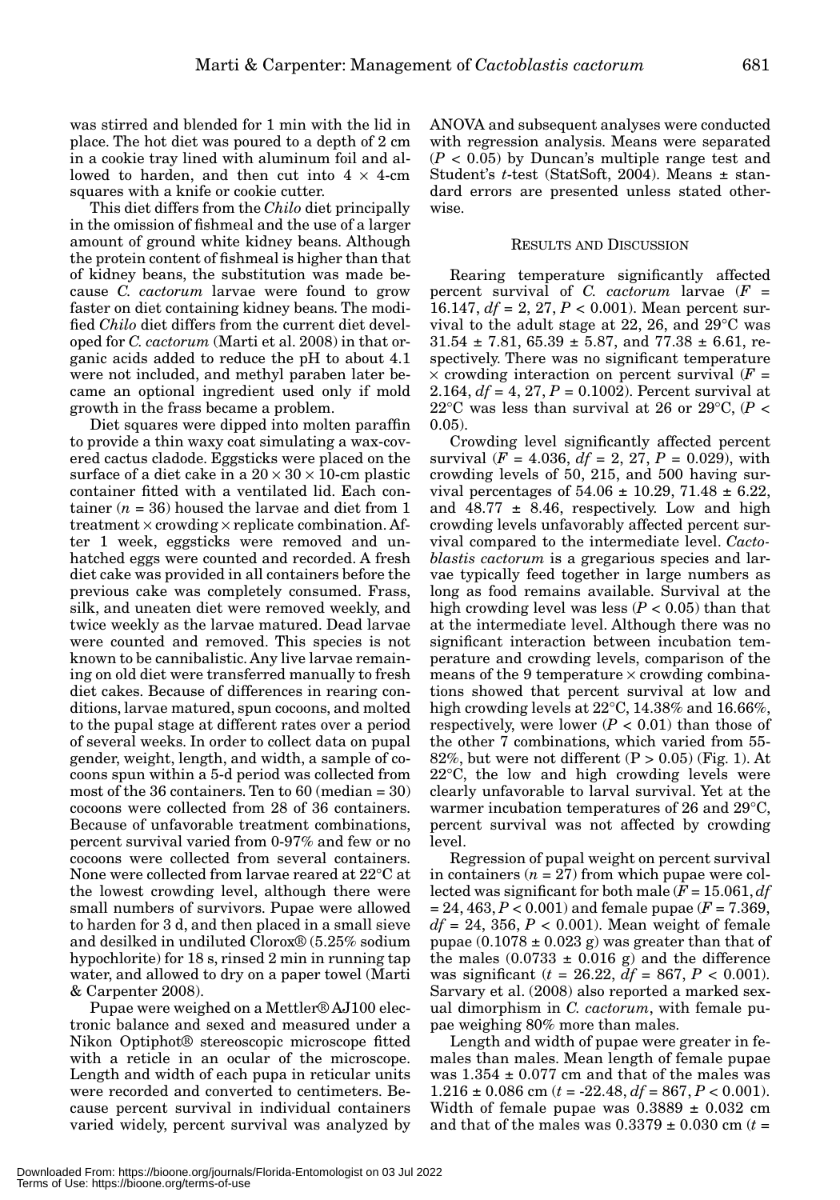was stirred and blended for 1 min with the lid in place. The hot diet was poured to a depth of 2 cm in a cookie tray lined with aluminum foil and allowed to harden, and then cut into 4 × 4-cm squares with a knife or cookie cutter.

This diet differs from the *Chilo* diet principally in the omission of fishmeal and the use of a larger amount of ground white kidney beans. Although the protein content of fishmeal is higher than that of kidney beans, the substitution was made because *C. cactorum* larvae were found to grow faster on diet containing kidney beans. The modified *Chilo* diet differs from the current diet developed for *C. cactorum* (Marti et al. 2008) in that organic acids added to reduce the pH to about 4.1 were not included, and methyl paraben later became an optional ingredient used only if mold growth in the frass became a problem.

Diet squares were dipped into molten paraffin to provide a thin waxy coat simulating a wax-covered cactus cladode. Eggsticks were placed on the surface of a diet cake in a 20 × 30 × 10-cm plastic container fitted with a ventilated lid. Each container ($n$ = 36) housed the larvae and diet from 1 treatment × crowding × replicate combination. After 1 week, eggsticks were removed and unhatched eggs were counted and recorded. A fresh diet cake was provided in all containers before the previous cake was completely consumed. Frass, silk, and uneaten diet were removed weekly, and twice weekly as the larvae matured. Dead larvae were counted and removed. This species is not known to be cannibalistic. Any live larvae remaining on old diet were transferred manually to fresh diet cakes. Because of differences in rearing conditions, larvae matured, spun cocoons, and molted to the pupal stage at different rates over a period of several weeks. In order to collect data on pupal gender, weight, length, and width, a sample of cocoons spun within a 5-d period was collected from most of the 36 containers. Ten to 60 (median = 30) cocoons were collected from 28 of 36 containers. Because of unfavorable treatment combinations, percent survival varied from 0-97% and few or no cocoons were collected from several containers. None were collected from larvae reared at 22°C at the lowest crowding level, although there were small numbers of survivors. Pupae were allowed to harden for 3 d, and then placed in a small sieve and desilked in undiluted Clorox® (5.25% sodium hypochlorite) for 18 s, rinsed 2 min in running tap water, and allowed to dry on a paper towel (Marti & Carpenter 2008).

Pupae were weighed on a Mettler® AJ100 electronic balance and sexed and measured under a Nikon Optiphot® stereoscopic microscope fitted with a reticle in an ocular of the microscope. Length and width of each pupa in reticular units were recorded and converted to centimeters. Because percent survival in individual containers varied widely, percent survival was analyzed by ANOVA and subsequent analyses were conducted with regression analysis. Means were separated ($P$ < 0.05) by Duncan's multiple range test and Student's $t$-test (StatSoft, 2004). Means ± standard errors are presented unless stated otherwise.

## Results and Discussion

Rearing temperature significantly affected percent survival of *C. cactorum* larvae ($F$ = 16.147, $df$ = 2, 27, $P$ < 0.001). Mean percent survival to the adult stage at 22, 26, and 29°C was 31.54 ± 7.81, 65.39 ± 5.87, and 77.38 ± 6.61, respectively. There was no significant temperature × crowding interaction on percent survival ($F$ = 2.164, $df$ = 4, 27, $P$ = 0.1002). Percent survival at 22°C was less than survival at 26 or 29°C, ($P$ < 0.05).

Crowding level significantly affected percent survival ($F$ = 4.036, $df$ = 2, 27, $P$ = 0.029), with crowding levels of 50, 215, and 500 having survival percentages of 54.06 ± 10.29, 71.48 ± 6.22, and 48.77 ± 8.46, respectively. Low and high crowding levels unfavorably affected percent survival compared to the intermediate level. *Cactoblastis cactorum* is a gregarious species and larvae typically feed together in large numbers as long as food remains available. Survival at the high crowding level was less ($P$ < 0.05) than that at the intermediate level. Although there was no significant interaction between incubation temperature and crowding levels, comparison of the means of the 9 temperature × crowding combinations showed that percent survival at low and high crowding levels at 22°C, 14.38% and 16.66%, respectively, were lower ($P$ < 0.01) than those of the other 7 combinations, which varied from 55-82%, but were not different (P > 0.05) (Fig. 1). At 22°C, the low and high crowding levels were clearly unfavorable to larval survival. Yet at the warmer incubation temperatures of 26 and 29°C, percent survival was not affected by crowding level.

Regression of pupal weight on percent survival in containers ($n$ = 27) from which pupae were collected was significant for both male ($F$ = 15.061, $df$ = 24, 463, $P$ < 0.001) and female pupae ($F$ = 7.369, $df$ = 24, 356, $P$ < 0.001). Mean weight of female pupae (0.1078 ± 0.023 g) was greater than that of the males (0.0733 ± 0.016 g) and the difference was significant ($t$ = 26.22, $df$ = 867, $P$ < 0.001). Sarvary et al. (2008) also reported a marked sexual dimorphism in *C. cactorum*, with female pupae weighing 80% more than males.

Length and width of pupae were greater in females than males. Mean length of female pupae was 1.354 ± 0.077 cm and that of the males was 1.216 ± 0.086 cm ($t$ = -22.48, $df$ = 867, $P$ < 0.001). Width of female pupae was 0.3889 ± 0.032 cm and that of the males was 0.3379 ± 0.030 cm ($t$ =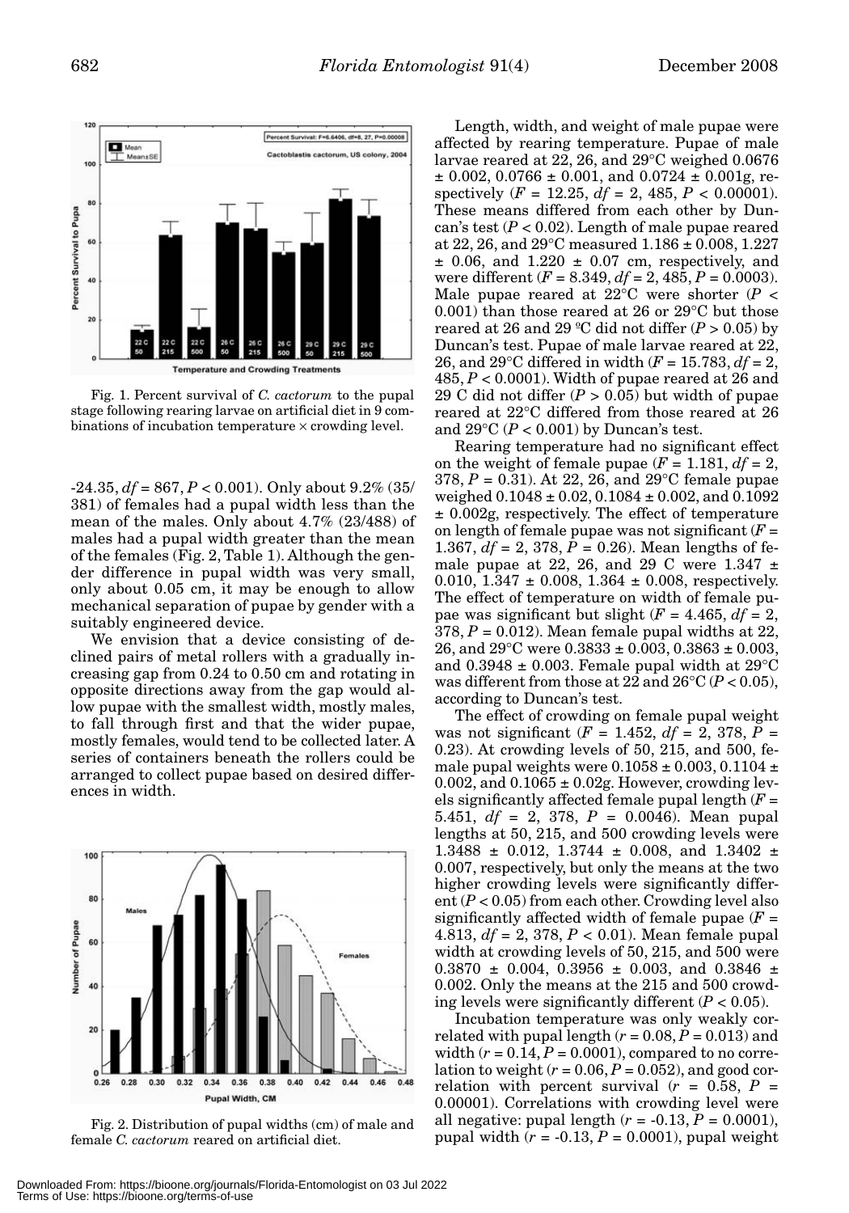Fig. 1. Percent survival of *C. cactorum* to the pupal stage following rearing larvae on artificial diet in 9 combinations of incubation temperature × crowding level.

-24.35, $df = 867$, $P < 0.001$). Only about 9.2% (35/381) of females had a pupal width less than the mean of the males. Only about 4.7% (23/488) of males had a pupal width greater than the mean of the females (Fig. 2, Table 1). Although the gender difference in pupal width was very small, only about 0.05 cm, it may be enough to allow mechanical separation of pupae by gender with a suitably engineered device.

We envision that a device consisting of declined pairs of metal rollers with a gradually increasing gap from 0.24 to 0.50 cm and rotating in opposite directions away from the gap would allow pupae with the smallest width, mostly males, to fall through first and that the wider pupae, mostly females, would tend to be collected later. A series of containers beneath the rollers could be arranged to collect pupae based on desired differences in width.

Fig. 2. Distribution of pupal widths (cm) of male and female *C. cactorum* reared on artificial diet.

Length, width, and weight of male pupae were affected by rearing temperature. Pupae of male larvae reared at 22, 26, and 29°C weighed 0.0676 ± 0.002, 0.0766 ± 0.001, and 0.0724 ± 0.001g, respectively ($F = 12.25$, $df = 2, 485$, $P < 0.00001$). These means differed from each other by Duncan's test ($P < 0.02$). Length of male pupae reared at 22, 26, and 29°C measured 1.186 ± 0.008, 1.227 ± 0.06, and 1.220 ± 0.07 cm, respectively, and were different ($F = 8.349$, $df = 2, 485$, $P = 0.0003$). Male pupae reared at 22°C were shorter ($P < 0.001$) than those reared at 26 or 29°C but those reared at 26 and 29 ºC did not differ ($P > 0.05$) by Duncan's test. Pupae of male larvae reared at 22, 26, and 29°C differed in width ($F = 15.783$, $df = 2, 485$, $P < 0.0001$). Width of pupae reared at 26 and 29 C did not differ ($P > 0.05$) but width of pupae reared at 22°C differed from those reared at 26 and 29°C ($P < 0.001$) by Duncan's test.

Rearing temperature had no significant effect on the weight of female pupae ($F = 1.181$, $df = 2, 378$, $P = 0.31$). At 22, 26, and 29°C female pupae weighed 0.1048 ± 0.02, 0.1084 ± 0.002, and 0.1092 ± 0.002g, respectively. The effect of temperature on length of female pupae was not significant ($F = 1.367$, $df = 2, 378$, $P = 0.26$). Mean lengths of female pupae at 22, 26, and 29 C were 1.347 ± 0.010, 1.347 ± 0.008, 1.364 ± 0.008, respectively. The effect of temperature on width of female pupae was significant but slight ($F = 4.465$, $df = 2, 378$, $P = 0.012$). Mean female pupal widths at 22, 26, and 29°C were 0.3833 ± 0.003, 0.3863 ± 0.003, and 0.3948 ± 0.003. Female pupal width at 29°C was different from those at 22 and 26°C ($P < 0.05$), according to Duncan's test.

The effect of crowding on female pupal weight was not significant ($F = 1.452$, $df = 2, 378$, $P = 0.23$). At crowding levels of 50, 215, and 500, female pupal weights were 0.1058 ± 0.003, 0.1104 ± 0.002, and 0.1065 ± 0.02g. However, crowding levels significantly affected female pupal length ($F = 5.451$, $df = 2, 378$, $P = 0.0046$). Mean pupal lengths at 50, 215, and 500 crowding levels were 1.3488 ± 0.012, 1.3744 ± 0.008, and 1.3402 ± 0.007, respectively, but only the means at the two higher crowding levels were significantly different ($P < 0.05$) from each other. Crowding level also significantly affected width of female pupae ($F = 4.813$, $df = 2, 378$, $P < 0.01$). Mean female pupal width at crowding levels of 50, 215, and 500 were 0.3870 ± 0.004, 0.3956 ± 0.003, and 0.3846 ± 0.002. Only the means at the 215 and 500 crowding levels were significantly different ($P < 0.05$).

Incubation temperature was only weakly correlated with pupal length ($r = 0.08$, $P = 0.013$) and width ($r = 0.14$, $P = 0.0001$), compared to no correlation to weight ($r = 0.06$, $P = 0.052$), and good correlation with percent survival ($r = 0.58$, $P = 0.00001$). Correlations with crowding level were all negative: pupal length ($r = -0.13$, $P = 0.0001$), pupal width ($r = -0.13$, $P = 0.0001$), pupal weight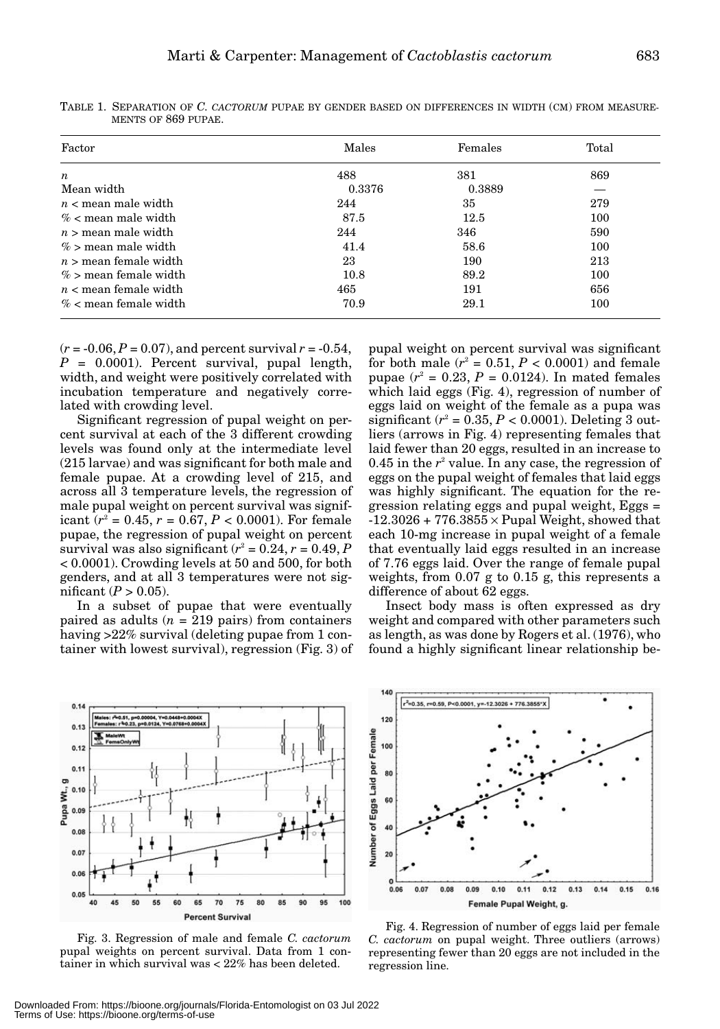TABLE 1. SEPARATION OF *C. CACTORUM* PUPAE BY GENDER BASED ON DIFFERENCES IN WIDTH (CM) FROM MEASUREMENTS OF 869 PUPAE.

| Factor | Males | Females | Total |
|---|---|---|---|
| $n$ | 488 | 381 | 869 |
| Mean width | 0.3376 | 0.3889 | — |
| $n$ < mean male width | 244 | 35 | 279 |
| % < mean male width | 87.5 | 12.5 | 100 |
| $n$ > mean male width | 244 | 346 | 590 |
| % > mean male width | 41.4 | 58.6 | 100 |
| $n$ > mean female width | 23 | 190 | 213 |
| % > mean female width | 10.8 | 89.2 | 100 |
| $n$ < mean female width | 465 | 191 | 656 |
| % < mean female width | 70.9 | 29.1 | 100 |

($r = -0.06$, $P = 0.07$), and percent survival $r = -0.54$, $P = 0.0001$). Percent survival, pupal length, width, and weight were positively correlated with incubation temperature and negatively correlated with crowding level.

Significant regression of pupal weight on percent survival at each of the 3 different crowding levels was found only at the intermediate level (215 larvae) and was significant for both male and female pupae. At a crowding level of 215, and across all 3 temperature levels, the regression of male pupal weight on percent survival was significant ($r^2 = 0.45$, $r = 0.67$, $P < 0.0001$). For female pupae, the regression of pupal weight on percent survival was also significant ($r^2 = 0.24$, $r = 0.49$, $P < 0.0001$). Crowding levels at 50 and 500, for both genders, and at all 3 temperatures were not significant ($P > 0.05$).

In a subset of pupae that were eventually paired as adults ($n = 219$ pairs) from containers having >22% survival (deleting pupae from 1 container with lowest survival), regression (Fig. 3) of pupal weight on percent survival was significant for both male ($r^2 = 0.51$, $P < 0.0001$) and female pupae ($r^2 = 0.23$, $P = 0.0124$). In mated females which laid eggs (Fig. 4), regression of number of eggs laid on weight of the female as a pupa was significant ($r^2 = 0.35$, $P < 0.0001$). Deleting 3 outliers (arrows in Fig. 4) representing females that laid fewer than 20 eggs, resulted in an increase to 0.45 in the $r^2$ value. In any case, the regression of eggs on the pupal weight of females that laid eggs was highly significant. The equation for the regression relating eggs and pupal weight, Eggs = $-12.3026 + 776.3855 \times$ Pupal Weight, showed that each 10-mg increase in pupal weight of a female that eventually laid eggs resulted in an increase of 7.76 eggs laid. Over the range of female pupal weights, from 0.07 g to 0.15 g, this represents a difference of about 62 eggs.

Insect body mass is often expressed as dry weight and compared with other parameters such as length, as was done by Rogers et al. (1976), who found a highly significant linear relationship be-

Fig. 3. Regression of male and female *C. cactorum* pupal weights on percent survival. Data from 1 container in which survival was < 22% has been deleted.

Fig. 4. Regression of number of eggs laid per female *C. cactorum* on pupal weight. Three outliers (arrows) representing fewer than 20 eggs are not included in the regression line.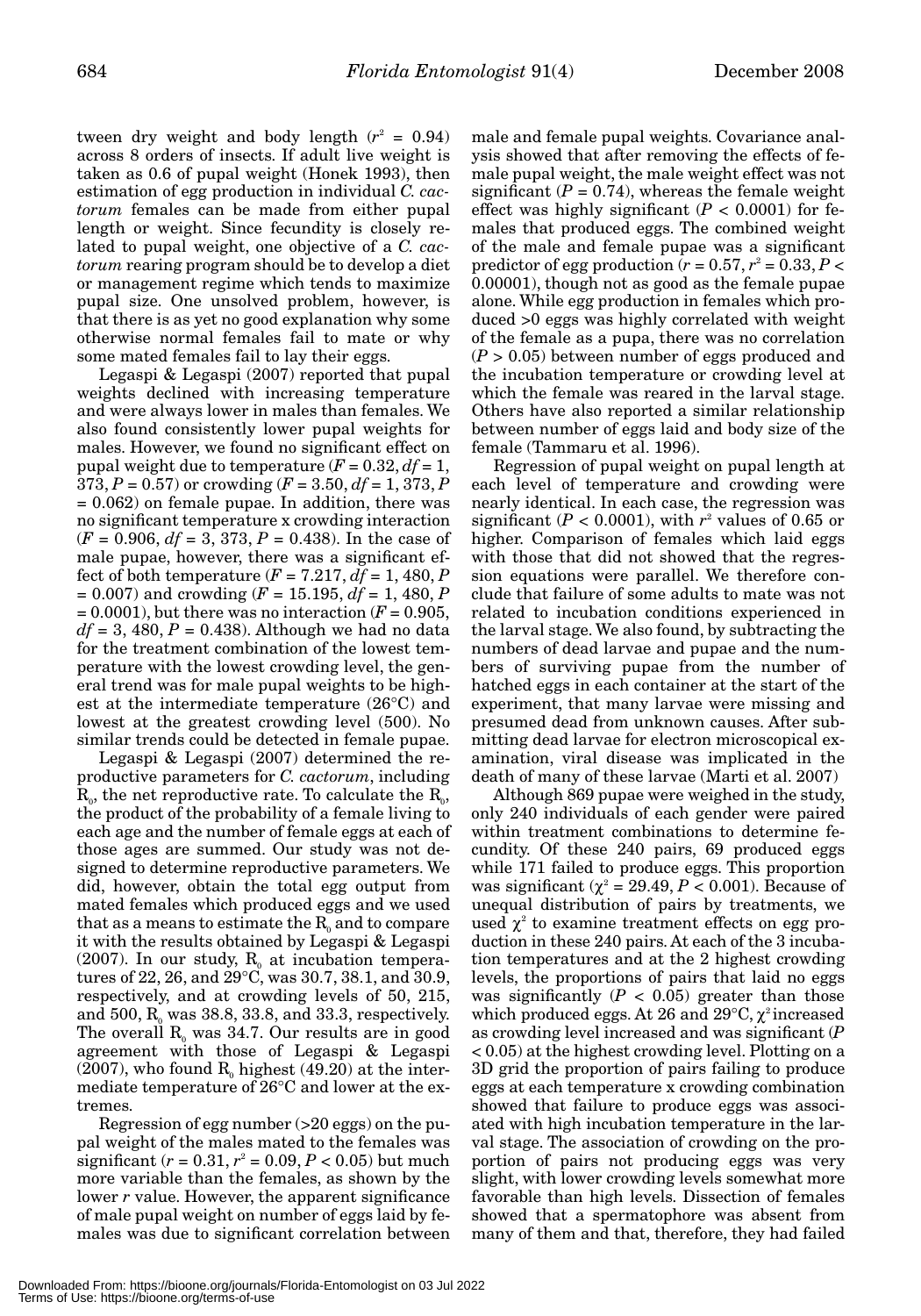tween dry weight and body length ($r^2 = 0.94$) across 8 orders of insects. If adult live weight is taken as 0.6 of pupal weight (Honek 1993), then estimation of egg production in individual *C. cactorum* females can be made from either pupal length or weight. Since fecundity is closely related to pupal weight, one objective of a *C. cactorum* rearing program should be to develop a diet or management regime which tends to maximize pupal size. One unsolved problem, however, is that there is as yet no good explanation why some otherwise normal females fail to mate or why some mated females fail to lay their eggs.

Legaspi & Legaspi (2007) reported that pupal weights declined with increasing temperature and were always lower in males than females. We also found consistently lower pupal weights for males. However, we found no significant effect on pupal weight due to temperature ($F = 0.32$, $df = 1, 373$, $P = 0.57$) or crowding ($F = 3.50$, $df = 1, 373$, $P = 0.062$) on female pupae. In addition, there was no significant temperature x crowding interaction ($F = 0.906$, $df = 3, 373$, $P = 0.438$). In the case of male pupae, however, there was a significant effect of both temperature ($F = 7.217$, $df = 1, 480$, $P = 0.007$) and crowding ($F = 15.195$, $df = 1, 480$, $P = 0.0001$), but there was no interaction ($F = 0.905$, $df = 3, 480$, $P = 0.438$). Although we had no data for the treatment combination of the lowest temperature with the lowest crowding level, the general trend was for male pupal weights to be highest at the intermediate temperature (26°C) and lowest at the greatest crowding level (500). No similar trends could be detected in female pupae.

Legaspi & Legaspi (2007) determined the reproductive parameters for *C. cactorum*, including $R_0$, the net reproductive rate. To calculate the $R_0$, the product of the probability of a female living to each age and the number of female eggs at each of those ages are summed. Our study was not designed to determine reproductive parameters. We did, however, obtain the total egg output from mated females which produced eggs and we used that as a means to estimate the $R_0$ and to compare it with the results obtained by Legaspi & Legaspi (2007). In our study, $R_0$ at incubation temperatures of 22, 26, and 29°C, was 30.7, 38.1, and 30.9, respectively, and at crowding levels of 50, 215, and 500, $R_0$ was 38.8, 33.8, and 33.3, respectively. The overall $R_0$ was 34.7. Our results are in good agreement with those of Legaspi & Legaspi (2007), who found $R_0$ highest (49.20) at the intermediate temperature of 26°C and lower at the extremes.

Regression of egg number (>20 eggs) on the pupal weight of the males mated to the females was significant ($r = 0.31$, $r^2 = 0.09$, $P < 0.05$) but much more variable than the females, as shown by the lower $r$ value. However, the apparent significance of male pupal weight on number of eggs laid by females was due to significant correlation between male and female pupal weights. Covariance analysis showed that after removing the effects of female pupal weight, the male weight effect was not significant ($P = 0.74$), whereas the female weight effect was highly significant ($P < 0.0001$) for females that produced eggs. The combined weight of the male and female pupae was a significant predictor of egg production ($r = 0.57$, $r^2 = 0.33$, $P < 0.00001$), though not as good as the female pupae alone. While egg production in females which produced >0 eggs was highly correlated with weight of the female as a pupa, there was no correlation ($P > 0.05$) between number of eggs produced and the incubation temperature or crowding level at which the female was reared in the larval stage. Others have also reported a similar relationship between number of eggs laid and body size of the female (Tammaru et al. 1996).

Regression of pupal weight on pupal length at each level of temperature and crowding were nearly identical. In each case, the regression was significant ($P < 0.0001$), with $r^2$ values of 0.65 or higher. Comparison of females which laid eggs with those that did not showed that the regression equations were parallel. We therefore conclude that failure of some adults to mate was not related to incubation conditions experienced in the larval stage. We also found, by subtracting the numbers of dead larvae and pupae and the numbers of surviving pupae from the number of hatched eggs in each container at the start of the experiment, that many larvae were missing and presumed dead from unknown causes. After submitting dead larvae for electron microscopical examination, viral disease was implicated in the death of many of these larvae (Marti et al. 2007)

Although 869 pupae were weighed in the study, only 240 individuals of each gender were paired within treatment combinations to determine fecundity. Of these 240 pairs, 69 produced eggs while 171 failed to produce eggs. This proportion was significant ($\chi^2 = 29.49$, $P < 0.001$). Because of unequal distribution of pairs by treatments, we used $\chi^2$ to examine treatment effects on egg production in these 240 pairs. At each of the 3 incubation temperatures and at the 2 highest crowding levels, the proportions of pairs that laid no eggs was significantly ($P < 0.05$) greater than those which produced eggs. At 26 and 29°C, $\chi^2$ increased as crowding level increased and was significant ($P < 0.05$) at the highest crowding level. Plotting on a 3D grid the proportion of pairs failing to produce eggs at each temperature x crowding combination showed that failure to produce eggs was associated with high incubation temperature in the larval stage. The association of crowding on the proportion of pairs not producing eggs was very slight, with lower crowding levels somewhat more favorable than high levels. Dissection of females showed that a spermatophore was absent from many of them and that, therefore, they had failed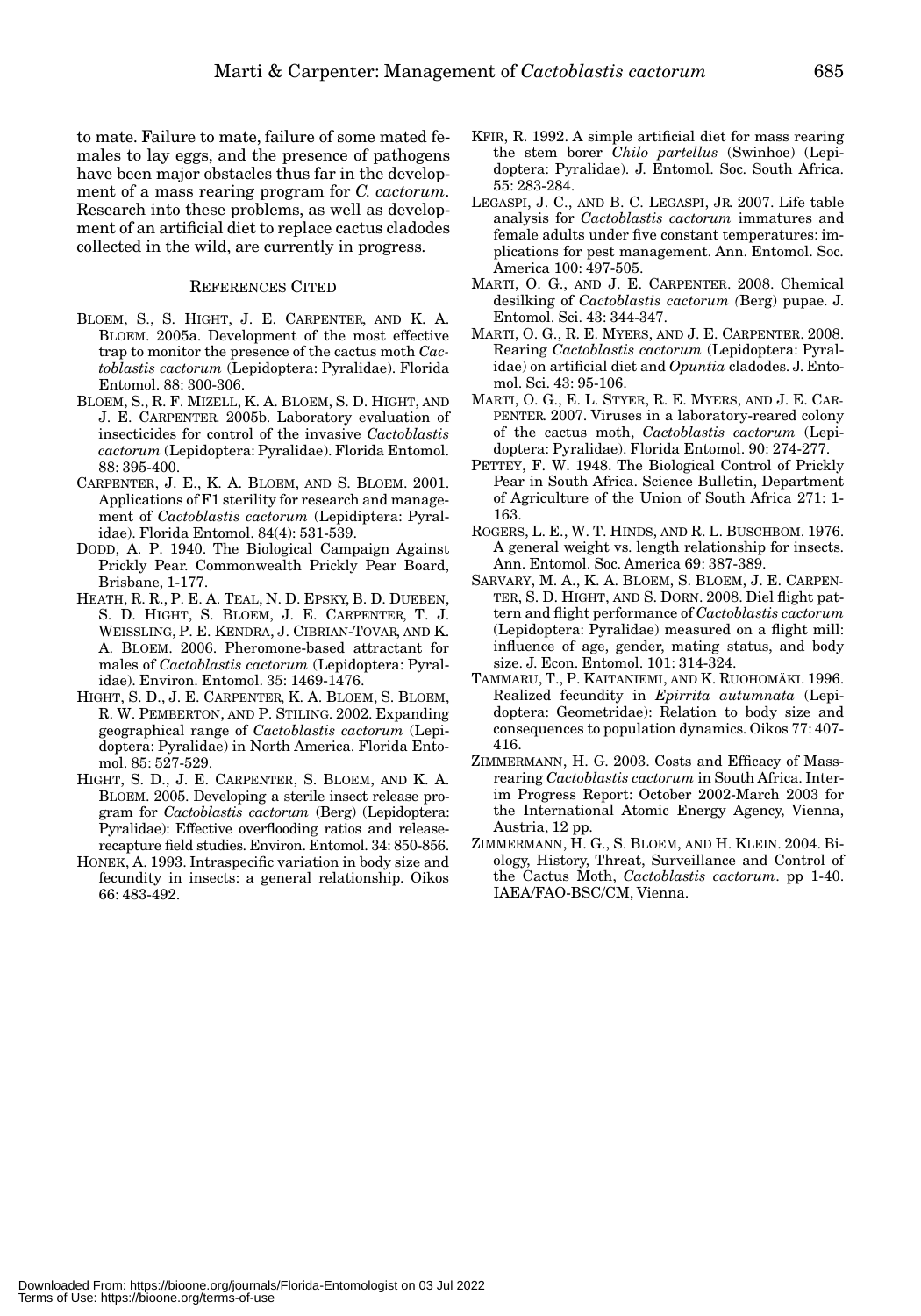to mate. Failure to mate, failure of some mated females to lay eggs, and the presence of pathogens have been major obstacles thus far in the development of a mass rearing program for *C. cactorum*. Research into these problems, as well as development of an artificial diet to replace cactus cladodes collected in the wild, are currently in progress.

## REFERENCES CITED

BLOEM, S., S. HIGHT, J. E. CARPENTER, AND K. A. BLOEM. 2005a. Development of the most effective trap to monitor the presence of the cactus moth *Cactoblastis cactorum* (Lepidoptera: Pyralidae). Florida Entomol. 88: 300-306.

BLOEM, S., R. F. MIZELL, K. A. BLOEM, S. D. HIGHT, AND J. E. CARPENTER. 2005b. Laboratory evaluation of insecticides for control of the invasive *Cactoblastis cactorum* (Lepidoptera: Pyralidae). Florida Entomol. 88: 395-400.

CARPENTER, J. E., K. A. BLOEM, AND S. BLOEM. 2001. Applications of F1 sterility for research and management of *Cactoblastis cactorum* (Lepidiptera: Pyralidae). Florida Entomol. 84(4): 531-539.

DODD, A. P. 1940. The Biological Campaign Against Prickly Pear. Commonwealth Prickly Pear Board, Brisbane, 1-177.

HEATH, R. R., P. E. A. TEAL, N. D. EPSKY, B. D. DUEBEN, S. D. HIGHT, S. BLOEM, J. E. CARPENTER, T. J. WEISSLING, P. E. KENDRA, J. CIBRIAN-TOVAR, AND K. A. BLOEM. 2006. Pheromone-based attractant for males of *Cactoblastis cactorum* (Lepidoptera: Pyralidae). Environ. Entomol. 35: 1469-1476.

HIGHT, S. D., J. E. CARPENTER, K. A. BLOEM, S. BLOEM, R. W. PEMBERTON, AND P. STILING. 2002. Expanding geographical range of *Cactoblastis cactorum* (Lepidoptera: Pyralidae) in North America. Florida Entomol. 85: 527-529.

HIGHT, S. D., J. E. CARPENTER, S. BLOEM, AND K. A. BLOEM. 2005. Developing a sterile insect release program for *Cactoblastis cactorum* (Berg) (Lepidoptera: Pyralidae): Effective overflooding ratios and release-recapture field studies. Environ. Entomol. 34: 850-856.

HONEK, A. 1993. Intraspecific variation in body size and fecundity in insects: a general relationship. Oikos 66: 483-492.

KFIR, R. 1992. A simple artificial diet for mass rearing the stem borer *Chilo partellus* (Swinhoe) (Lepidoptera: Pyralidae). J. Entomol. Soc. South Africa. 55: 283-284.

LEGASPI, J. C., AND B. C. LEGASPI, JR. 2007. Life table analysis for *Cactoblastis cactorum* immatures and female adults under five constant temperatures: implications for pest management. Ann. Entomol. Soc. America 100: 497-505.

MARTI, O. G., AND J. E. CARPENTER. 2008. Chemical desilking of *Cactoblastis cactorum (*Berg) pupae. J. Entomol. Sci. 43: 344-347.

MARTI, O. G., R. E. MYERS, AND J. E. CARPENTER. 2008. Rearing *Cactoblastis cactorum* (Lepidoptera: Pyralidae) on artificial diet and *Opuntia* cladodes. J. Entomol. Sci. 43: 95-106.

MARTI, O. G., E. L. STYER, R. E. MYERS, AND J. E. CARPENTER. 2007. Viruses in a laboratory-reared colony of the cactus moth, *Cactoblastis cactorum* (Lepidoptera: Pyralidae). Florida Entomol. 90: 274-277.

PETTEY, F. W. 1948. The Biological Control of Prickly Pear in South Africa. Science Bulletin, Department of Agriculture of the Union of South Africa 271: 1-163.

ROGERS, L. E., W. T. HINDS, AND R. L. BUSCHBOM. 1976. A general weight vs. length relationship for insects. Ann. Entomol. Soc. America 69: 387-389.

SARVARY, M. A., K. A. BLOEM, S. BLOEM, J. E. CARPENTER, S. D. HIGHT, AND S. DORN. 2008. Diel flight pattern and flight performance of *Cactoblastis cactorum* (Lepidoptera: Pyralidae) measured on a flight mill: influence of age, gender, mating status, and body size. J. Econ. Entomol. 101: 314-324.

TAMMARU, T., P. KAITANIEMI, AND K. RUOHOMÄKI. 1996. Realized fecundity in *Epirrita autumnata* (Lepidoptera: Geometridae): Relation to body size and consequences to population dynamics. Oikos 77: 407-416.

ZIMMERMANN, H. G. 2003. Costs and Efficacy of Mass-rearing *Cactoblastis cactorum* in South Africa. Interim Progress Report: October 2002-March 2003 for the International Atomic Energy Agency, Vienna, Austria, 12 pp.

ZIMMERMANN, H. G., S. BLOEM, AND H. KLEIN. 2004. Biology, History, Threat, Surveillance and Control of the Cactus Moth, *Cactoblastis cactorum*. pp 1-40. IAEA/FAO-BSC/CM, Vienna.